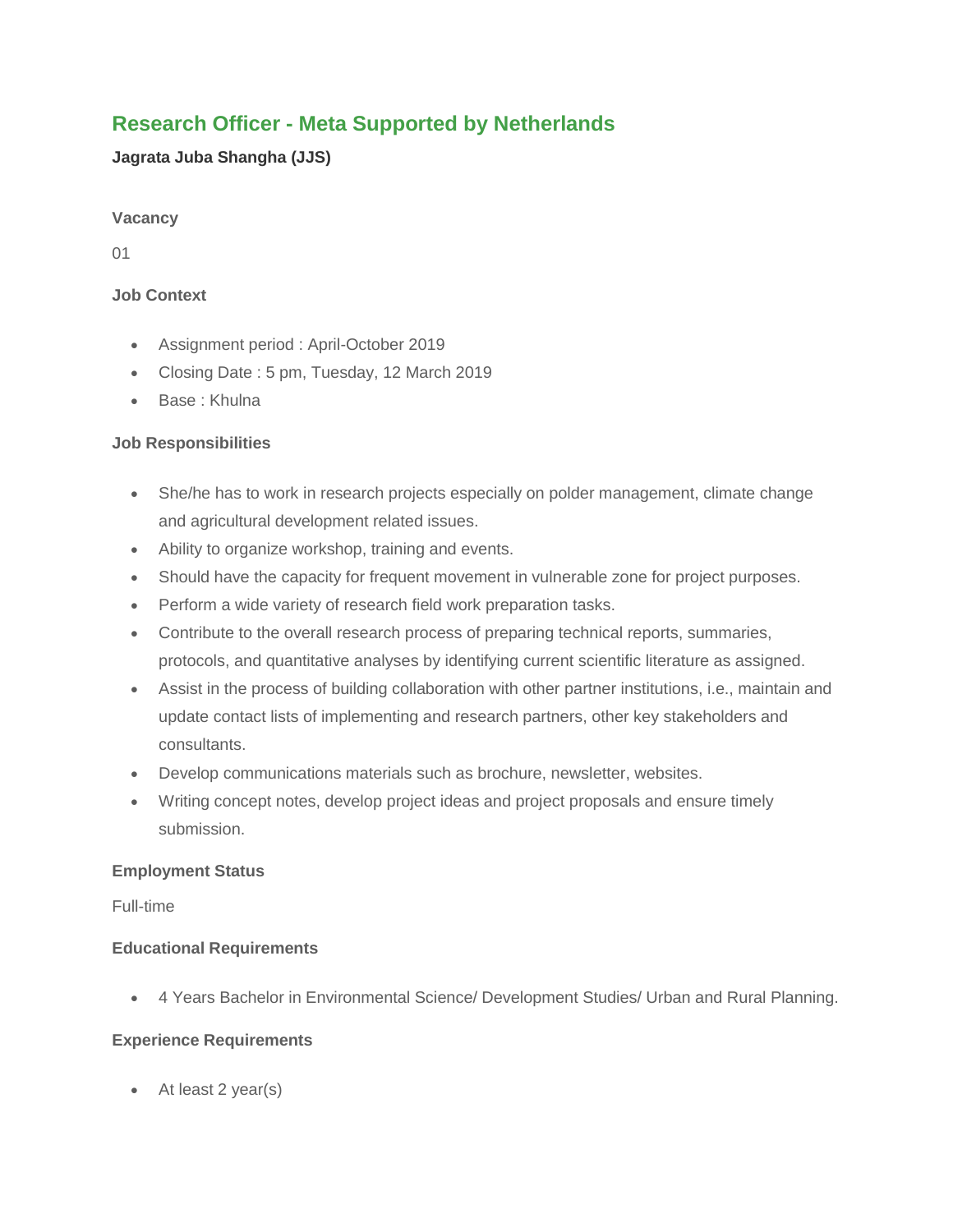# Research Officer - Meta Supported by Netherlands

**Jagrata Juba Shangha (JJS)**

### Vacancy

01

### Job Context

- Assignment period : April-October 2019
- Closing Date : 5 pm, Tuesday, 12 March 2019
- Base : Khulna

### Job Responsibilities

- She/he has to work in research projects especially on polder management, climate change and agricultural development related issues.
- Ability to organize workshop, training and events.
- Should have the capacity for frequent movement in vulnerable zone for project purposes.
- Perform a wide variety of research field work preparation tasks.
- Contribute to the overall research process of preparing technical reports, summaries, protocols, and quantitative analyses by identifying current scientific literature as assigned.
- Assist in the process of building collaboration with other partner institutions, i.e., maintain and update contact lists of implementing and research partners, other key stakeholders and consultants.
- Develop communications materials such as brochure, newsletter, websites.
- Writing concept notes, develop project ideas and project proposals and ensure timely submission.

### Employment Status

Full-time

### Educational Requirements

- 4 Years Bachelor in Environmental Science/ Development Studies/ Urban and Rural Planning.

### Experience Requirements

- At least 2 year(s)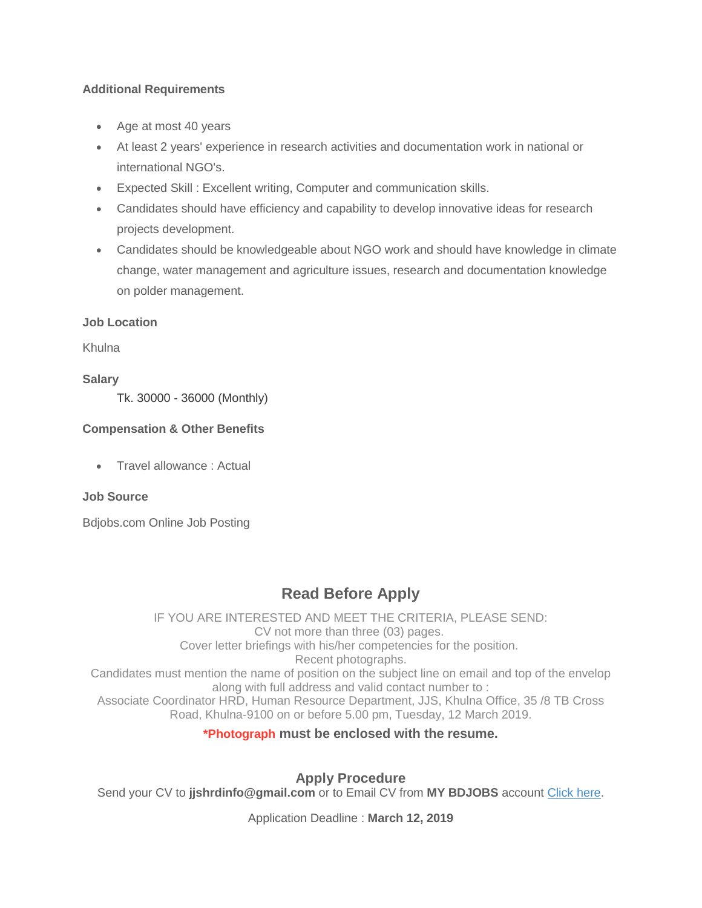**Additional Requirements**

- Age at most 40 years
- At least 2 years' experience in research activities and documentation work in national or international NGO's.
- Expected Skill : Excellent writing, Computer and communication skills.
- Candidates should have efficiency and capability to develop innovative ideas for research projects development.
- Candidates should be knowledgeable about NGO work and should have knowledge in climate change, water management and agriculture issues, research and documentation knowledge on polder management.

**Job Location**

Khulna

**Salary**

Tk. 30000 - 36000 (Monthly)

**Compensation & Other Benefits**

- Travel allowance : Actual

**Job Source**

Bdjobs.com Online Job Posting

## Read Before Apply

IF YOU ARE INTERESTED AND MEET THE CRITERIA, PLEASE SEND:
CV not more than three (03) pages.
Cover letter briefings with his/her competencies for the position.
Recent photographs.
Candidates must mention the name of position on the subject line on email and top of the envelop along with full address and valid contact number to :
Associate Coordinator HRD, Human Resource Department, JJS, Khulna Office, 35 /8 TB Cross Road, Khulna-9100 on or before 5.00 pm, Tuesday, 12 March 2019.

**\*Photograph must be enclosed with the resume.**

### Apply Procedure

Send your CV to **jjshrdinfo@gmail.com** or to Email CV from **MY BDJOBS** account Click here.

Application Deadline : **March 12, 2019**